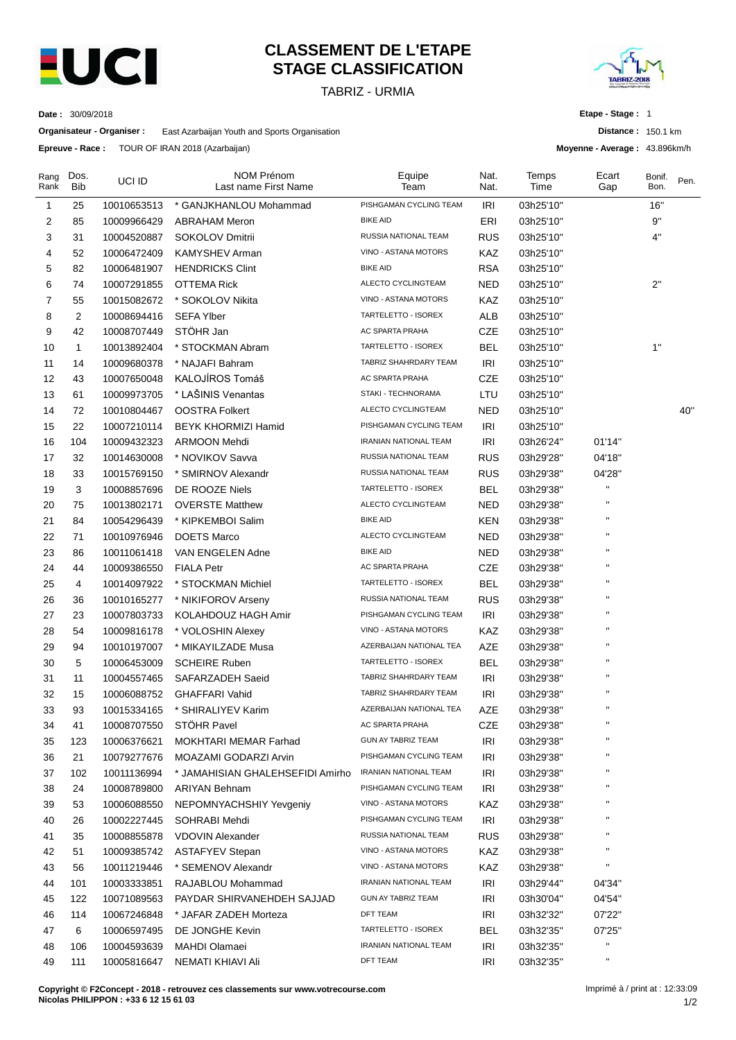# CLASSEMENT DE L'ETAPE
# STAGE CLASSIFICATION

TABRIZ - URMIA

**Date :** 30/09/2018

**Etape - Stage :** 1

**Organisateur - Organiser :** East Azarbaijan Youth and Sports Organisation

**Distance :** 150.1 km

**Epreuve - Race :** TOUR OF IRAN 2018 (Azarbaijan)

**Moyenne - Average :** 43.896km/h

| Rang Rank | Dos. Bib | UCI ID | NOM Prénom Last name First Name | Equipe Team | Nat. Nat. | Temps Time | Ecart Gap | Bonif. Bon. | Pen. |
|---|---|---|---|---|---|---|---|---|---|
| 1 | 25 | 10010653513 | * GANJKHANLOU Mohammad | PISHGAMAN CYCLING TEAM | IRI | 03h25'10'' | | 16'' | |
| 2 | 85 | 10009966429 | ABRAHAM Meron | BIKE AID | ERI | 03h25'10'' | | 9'' | |
| 3 | 31 | 10004520887 | SOKOLOV Dmitrii | RUSSIA NATIONAL TEAM | RUS | 03h25'10'' | | 4'' | |
| 4 | 52 | 10006472409 | KAMYSHEV Arman | VINO - ASTANA MOTORS | KAZ | 03h25'10'' | | | |
| 5 | 82 | 10006481907 | HENDRICKS Clint | BIKE AID | RSA | 03h25'10'' | | | |
| 6 | 74 | 10007291855 | OTTEMA Rick | ALECTO CYCLINGTEAM | NED | 03h25'10'' | | 2'' | |
| 7 | 55 | 10015082672 | * SOKOLOV Nikita | VINO - ASTANA MOTORS | KAZ | 03h25'10'' | | | |
| 8 | 2 | 10008694416 | SEFA Ylber | TARTELETTO - ISOREX | ALB | 03h25'10'' | | | |
| 9 | 42 | 10008707449 | STÖHR Jan | AC SPARTA PRAHA | CZE | 03h25'10'' | | | |
| 10 | 1 | 10013892404 | * STOCKMAN Abram | TARTELETTO - ISOREX | BEL | 03h25'10'' | | 1'' | |
| 11 | 14 | 10009680378 | * NAJAFI Bahram | TABRIZ SHAHRDARY TEAM | IRI | 03h25'10'' | | | |
| 12 | 43 | 10007650048 | KALOJÍROS Tomáš | AC SPARTA PRAHA | CZE | 03h25'10'' | | | |
| 13 | 61 | 10009973705 | * LAŠINIS Venantas | STAKI - TECHNORAMA | LTU | 03h25'10'' | | | |
| 14 | 72 | 10010804467 | OOSTRA Folkert | ALECTO CYCLINGTEAM | NED | 03h25'10'' | | | 40'' |
| 15 | 22 | 10007210114 | BEYK KHORMIZI Hamid | PISHGAMAN CYCLING TEAM | IRI | 03h25'10'' | | | |
| 16 | 104 | 10009432323 | ARMOON Mehdi | IRANIAN NATIONAL TEAM | IRI | 03h26'24'' | 01'14'' | | |
| 17 | 32 | 10014630008 | * NOVIKOV Savva | RUSSIA NATIONAL TEAM | RUS | 03h29'28'' | 04'18'' | | |
| 18 | 33 | 10015769150 | * SMIRNOV Alexandr | RUSSIA NATIONAL TEAM | RUS | 03h29'38'' | 04'28'' | | |
| 19 | 3 | 10008857696 | DE ROOZE Niels | TARTELETTO - ISOREX | BEL | 03h29'38'' | '' | | |
| 20 | 75 | 10013802171 | OVERSTE Matthew | ALECTO CYCLINGTEAM | NED | 03h29'38'' | '' | | |
| 21 | 84 | 10054296439 | * KIPKEMBOI Salim | BIKE AID | KEN | 03h29'38'' | '' | | |
| 22 | 71 | 10010976946 | DOETS Marco | ALECTO CYCLINGTEAM | NED | 03h29'38'' | '' | | |
| 23 | 86 | 10011061418 | VAN ENGELEN Adne | BIKE AID | NED | 03h29'38'' | '' | | |
| 24 | 44 | 10009386550 | FIALA Petr | AC SPARTA PRAHA | CZE | 03h29'38'' | '' | | |
| 25 | 4 | 10014097922 | * STOCKMAN Michiel | TARTELETTO - ISOREX | BEL | 03h29'38'' | '' | | |
| 26 | 36 | 10010165277 | * NIKIFOROV Arseny | RUSSIA NATIONAL TEAM | RUS | 03h29'38'' | '' | | |
| 27 | 23 | 10007803733 | KOLAHDOUZ HAGH Amir | PISHGAMAN CYCLING TEAM | IRI | 03h29'38'' | '' | | |
| 28 | 54 | 10009816178 | * VOLOSHIN Alexey | VINO - ASTANA MOTORS | KAZ | 03h29'38'' | '' | | |
| 29 | 94 | 10010197007 | * MIKAYILZADE Musa | AZERBAIJAN NATIONAL TEA | AZE | 03h29'38'' | '' | | |
| 30 | 5 | 10006453009 | SCHEIRE Ruben | TARTELETTO - ISOREX | BEL | 03h29'38'' | '' | | |
| 31 | 11 | 10004557465 | SAFARZADEH Saeid | TABRIZ SHAHRDARY TEAM | IRI | 03h29'38'' | '' | | |
| 32 | 15 | 10006088752 | GHAFFARI Vahid | TABRIZ SHAHRDARY TEAM | IRI | 03h29'38'' | '' | | |
| 33 | 93 | 10015334165 | * SHIRALIYEV Karim | AZERBAIJAN NATIONAL TEA | AZE | 03h29'38'' | '' | | |
| 34 | 41 | 10008707550 | STÖHR Pavel | AC SPARTA PRAHA | CZE | 03h29'38'' | '' | | |
| 35 | 123 | 10006376621 | MOKHTARI MEMAR Farhad | GUN AY TABRIZ TEAM | IRI | 03h29'38'' | '' | | |
| 36 | 21 | 10079277676 | MOAZAMI GODARZI Arvin | PISHGAMAN CYCLING TEAM | IRI | 03h29'38'' | '' | | |
| 37 | 102 | 10011136994 | * JAMAHISIAN GHALEHSEFIDI Amirho | IRANIAN NATIONAL TEAM | IRI | 03h29'38'' | '' | | |
| 38 | 24 | 10008789800 | ARIYAN Behnam | PISHGAMAN CYCLING TEAM | IRI | 03h29'38'' | '' | | |
| 39 | 53 | 10006088550 | NEPOMNYACHSHIY Yevgeniy | VINO - ASTANA MOTORS | KAZ | 03h29'38'' | '' | | |
| 40 | 26 | 10002227445 | SOHRABI Mehdi | PISHGAMAN CYCLING TEAM | IRI | 03h29'38'' | '' | | |
| 41 | 35 | 10008855878 | VDOVIN Alexander | RUSSIA NATIONAL TEAM | RUS | 03h29'38'' | '' | | |
| 42 | 51 | 10009385742 | ASTAFYEV Stepan | VINO - ASTANA MOTORS | KAZ | 03h29'38'' | '' | | |
| 43 | 56 | 10011219446 | * SEMENOV Alexandr | VINO - ASTANA MOTORS | KAZ | 03h29'38'' | '' | | |
| 44 | 101 | 10003333851 | RAJABLOU Mohammad | IRANIAN NATIONAL TEAM | IRI | 03h29'44'' | 04'34'' | | |
| 45 | 122 | 10071089563 | PAYDAR SHIRVANEHDEH SAJJAD | GUN AY TABRIZ TEAM | IRI | 03h30'04'' | 04'54'' | | |
| 46 | 114 | 10067246848 | * JAFAR ZADEH Morteza | DFT TEAM | IRI | 03h32'32'' | 07'22'' | | |
| 47 | 6 | 10006597495 | DE JONGHE Kevin | TARTELETTO - ISOREX | BEL | 03h32'35'' | 07'25'' | | |
| 48 | 106 | 10004593639 | MAHDI Olamaei | IRANIAN NATIONAL TEAM | IRI | 03h32'35'' | '' | | |
| 49 | 111 | 10005816647 | NEMATI KHIAVI Ali | DFT TEAM | IRI | 03h32'35'' | '' | | |

**Copyright © F2Concept - 2018 - retrouvez ces classements sur www.votrecourse.com**
**Nicolas PHILIPPON : +33 6 12 15 61 03**

Imprimé à / print at : 12:33:09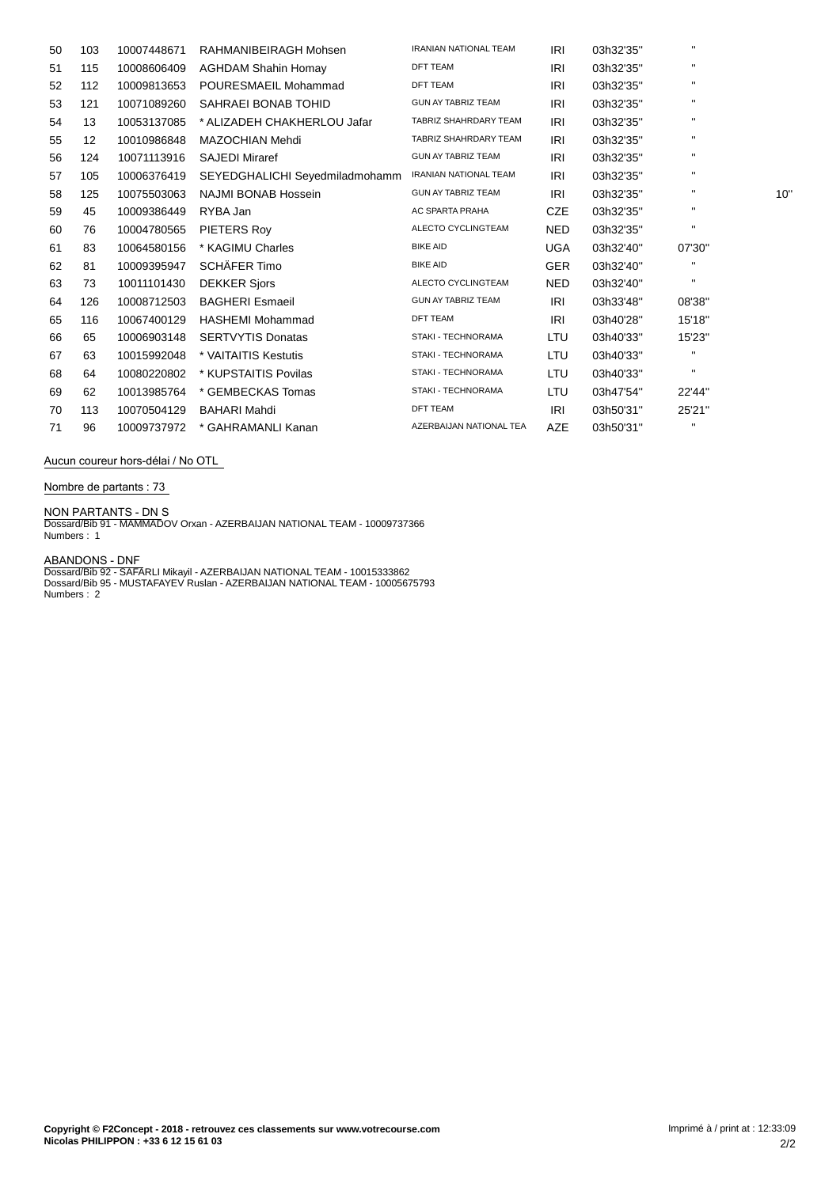| | | | | | | | | |
|---|---|---|---|---|---|---|---|---|
| 50 | 103 | 10007448671 | RAHMANIBEIRAGH Mohsen | IRANIAN NATIONAL TEAM | IRI | 03h32'35'' | '' | |
| 51 | 115 | 10008606409 | AGHDAM Shahin Homay | DFT TEAM | IRI | 03h32'35'' | '' | |
| 52 | 112 | 10009813653 | POURESMAEIL Mohammad | DFT TEAM | IRI | 03h32'35'' | '' | |
| 53 | 121 | 10071089260 | SAHRAEI BONAB TOHID | GUN AY TABRIZ TEAM | IRI | 03h32'35'' | '' | |
| 54 | 13 | 10053137085 | * ALIZADEH CHAKHERLOU Jafar | TABRIZ SHAHRDARY TEAM | IRI | 03h32'35'' | '' | |
| 55 | 12 | 10010986848 | MAZOCHIAN Mehdi | TABRIZ SHAHRDARY TEAM | IRI | 03h32'35'' | '' | |
| 56 | 124 | 10071113916 | SAJEDI Miraref | GUN AY TABRIZ TEAM | IRI | 03h32'35'' | '' | |
| 57 | 105 | 10006376419 | SEYEDGHALICHI Seyedmiladmohamm | IRANIAN NATIONAL TEAM | IRI | 03h32'35'' | '' | |
| 58 | 125 | 10075503063 | NAJMI BONAB Hossein | GUN AY TABRIZ TEAM | IRI | 03h32'35'' | '' | 10'' |
| 59 | 45 | 10009386449 | RYBA Jan | AC SPARTA PRAHA | CZE | 03h32'35'' | '' | |
| 60 | 76 | 10004780565 | PIETERS Roy | ALECTO CYCLINGTEAM | NED | 03h32'35'' | '' | |
| 61 | 83 | 10064580156 | * KAGIMU Charles | BIKE AID | UGA | 03h32'40'' | 07'30'' | |
| 62 | 81 | 10009395947 | SCHÄFER Timo | BIKE AID | GER | 03h32'40'' | '' | |
| 63 | 73 | 10011101430 | DEKKER Sjors | ALECTO CYCLINGTEAM | NED | 03h32'40'' | '' | |
| 64 | 126 | 10008712503 | BAGHERI Esmaeil | GUN AY TABRIZ TEAM | IRI | 03h33'48'' | 08'38'' | |
| 65 | 116 | 10067400129 | HASHEMI Mohammad | DFT TEAM | IRI | 03h40'28'' | 15'18'' | |
| 66 | 65 | 10006903148 | SERTVYTIS Donatas | STAKI - TECHNORAMA | LTU | 03h40'33'' | 15'23'' | |
| 67 | 63 | 10015992048 | * VAITAITIS Kestutis | STAKI - TECHNORAMA | LTU | 03h40'33'' | '' | |
| 68 | 64 | 10080220802 | * KUPSTAITIS Povilas | STAKI - TECHNORAMA | LTU | 03h40'33'' | '' | |
| 69 | 62 | 10013985764 | * GEMBECKAS Tomas | STAKI - TECHNORAMA | LTU | 03h47'54'' | 22'44'' | |
| 70 | 113 | 10070504129 | BAHARI Mahdi | DFT TEAM | IRI | 03h50'31'' | 25'21'' | |
| 71 | 96 | 10009737972 | * GAHRAMANLI Kanan | AZERBAIJAN NATIONAL TEA | AZE | 03h50'31'' | '' | |

Aucun coureur hors-délai / No OTL

Nombre de partants : 73

NON PARTANTS - DN S
Dossard/Bib 91 - MAMMADOV Orxan - AZERBAIJAN NATIONAL TEAM - 10009737366
Numbers : 1

ABANDONS - DNF
Dossard/Bib 92 - SAFARLI Mikayil - AZERBAIJAN NATIONAL TEAM - 10015333862
Dossard/Bib 95 - MUSTAFAYEV Ruslan - AZERBAIJAN NATIONAL TEAM - 10005675793
Numbers : 2

**Copyright © F2Concept - 2018 - retrouvez ces classements sur www.votrecourse.com**
**Nicolas PHILIPPON : +33 6 12 15 61 03**

Imprimé à / print at : 12:33:09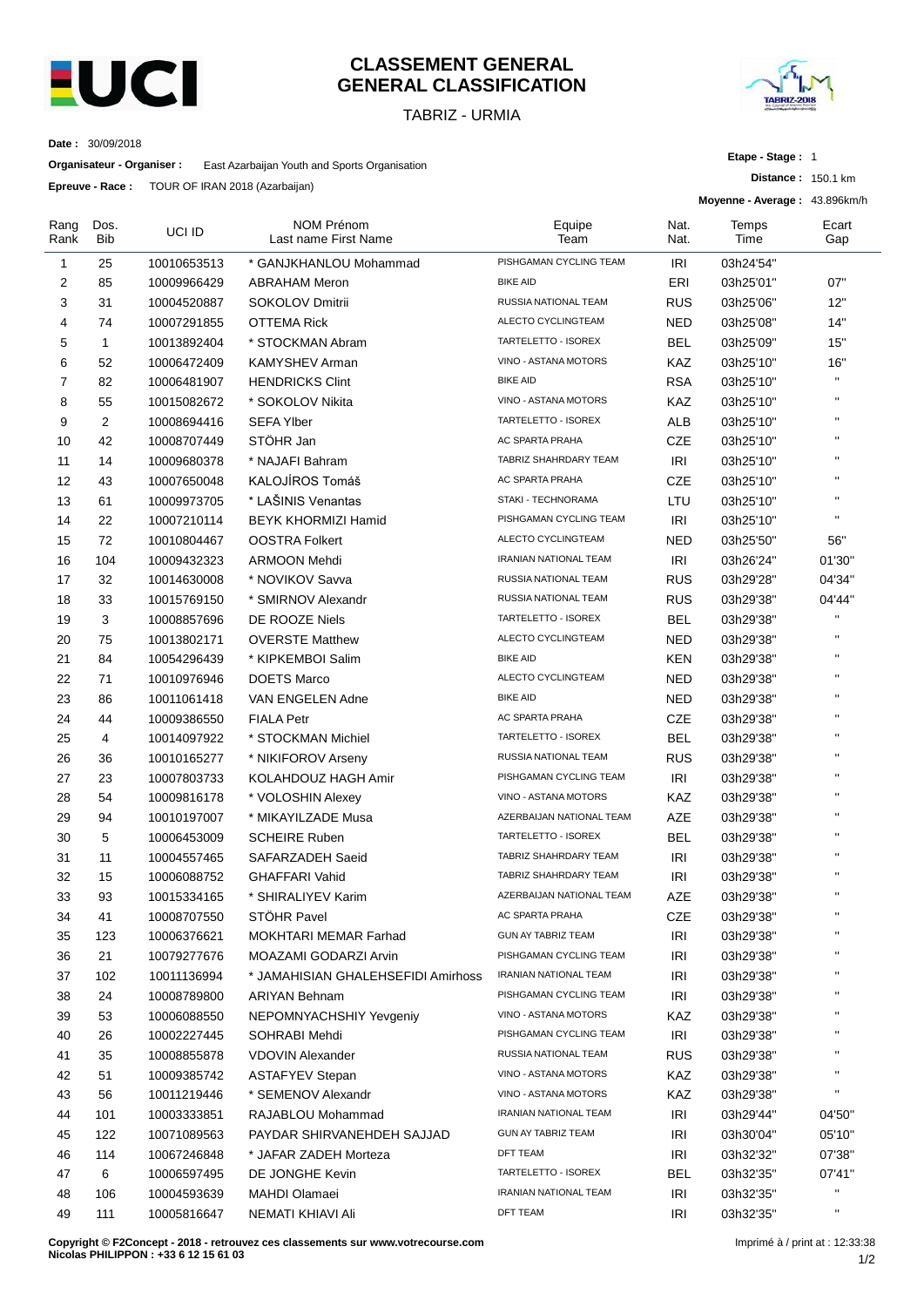# CLASSEMENT GENERAL
# GENERAL CLASSIFICATION

TABRIZ - URMIA

**Date :** 30/09/2018

**Organisateur - Organiser :** East Azarbaijan Youth and Sports Organisation

**Epreuve - Race :** TOUR OF IRAN 2018 (Azarbaijan)

**Etape - Stage :** 1

**Distance :** 150.1 km

**Moyenne - Average :** 43.896km/h

| Rang Rank | Dos. Bib | UCI ID | NOM Prénom Last name First Name | Equipe Team | Nat. Nat. | Temps Time | Ecart Gap |
|---|---|---|---|---|---|---|---|
| 1 | 25 | 10010653513 | * GANJKHANLOU Mohammad | PISHGAMAN CYCLING TEAM | IRI | 03h24'54'' | |
| 2 | 85 | 10009966429 | ABRAHAM Meron | BIKE AID | ERI | 03h25'01'' | 07'' |
| 3 | 31 | 10004520887 | SOKOLOV Dmitrii | RUSSIA NATIONAL TEAM | RUS | 03h25'06'' | 12'' |
| 4 | 74 | 10007291855 | OTTEMA Rick | ALECTO CYCLINGTEAM | NED | 03h25'08'' | 14'' |
| 5 | 1 | 10013892404 | * STOCKMAN Abram | TARTELETTO - ISOREX | BEL | 03h25'09'' | 15'' |
| 6 | 52 | 10006472409 | KAMYSHEV Arman | VINO - ASTANA MOTORS | KAZ | 03h25'10'' | 16'' |
| 7 | 82 | 10006481907 | HENDRICKS Clint | BIKE AID | RSA | 03h25'10'' | '' |
| 8 | 55 | 10015082672 | * SOKOLOV Nikita | VINO - ASTANA MOTORS | KAZ | 03h25'10'' | '' |
| 9 | 2 | 10008694416 | SEFA Ylber | TARTELETTO - ISOREX | ALB | 03h25'10'' | '' |
| 10 | 42 | 10008707449 | STÖHR Jan | AC SPARTA PRAHA | CZE | 03h25'10'' | '' |
| 11 | 14 | 10009680378 | * NAJAFI Bahram | TABRIZ SHAHRDARY TEAM | IRI | 03h25'10'' | '' |
| 12 | 43 | 10007650048 | KALOJÍROS Tomáš | AC SPARTA PRAHA | CZE | 03h25'10'' | '' |
| 13 | 61 | 10009973705 | * LAŠINIS Venantas | STAKI - TECHNORAMA | LTU | 03h25'10'' | '' |
| 14 | 22 | 10007210114 | BEYK KHORMIZI Hamid | PISHGAMAN CYCLING TEAM | IRI | 03h25'10'' | '' |
| 15 | 72 | 10010804467 | OOSTRA Folkert | ALECTO CYCLINGTEAM | NED | 03h25'50'' | 56'' |
| 16 | 104 | 10009432323 | ARMOON Mehdi | IRANIAN NATIONAL TEAM | IRI | 03h26'24'' | 01'30'' |
| 17 | 32 | 10014630008 | * NOVIKOV Savva | RUSSIA NATIONAL TEAM | RUS | 03h29'28'' | 04'34'' |
| 18 | 33 | 10015769150 | * SMIRNOV Alexandr | RUSSIA NATIONAL TEAM | RUS | 03h29'38'' | 04'44'' |
| 19 | 3 | 10008857696 | DE ROOZE Niels | TARTELETTO - ISOREX | BEL | 03h29'38'' | '' |
| 20 | 75 | 10013802171 | * OVERSTE Matthew | ALECTO CYCLINGTEAM | NED | 03h29'38'' | '' |
| 21 | 84 | 10054296439 | * KIPKEMBOI Salim | BIKE AID | KEN | 03h29'38'' | '' |
| 22 | 71 | 10010976946 | DOETS Marco | ALECTO CYCLINGTEAM | NED | 03h29'38'' | '' |
| 23 | 86 | 10011061418 | VAN ENGELEN Adne | BIKE AID | NED | 03h29'38'' | '' |
| 24 | 44 | 10009386550 | FIALA Petr | AC SPARTA PRAHA | CZE | 03h29'38'' | '' |
| 25 | 4 | 10014097922 | * STOCKMAN Michiel | TARTELETTO - ISOREX | BEL | 03h29'38'' | '' |
| 26 | 36 | 10010165277 | * NIKIFOROV Arseny | RUSSIA NATIONAL TEAM | RUS | 03h29'38'' | '' |
| 27 | 23 | 10007803733 | KOLAHDOUZ HAGH Amir | PISHGAMAN CYCLING TEAM | IRI | 03h29'38'' | '' |
| 28 | 54 | 10009816178 | * VOLOSHIN Alexey | VINO - ASTANA MOTORS | KAZ | 03h29'38'' | '' |
| 29 | 94 | 10010197007 | * MIKAYILZADE Musa | AZERBAIJAN NATIONAL TEAM | AZE | 03h29'38'' | '' |
| 30 | 5 | 10006453009 | SCHEIRE Ruben | TARTELETTO - ISOREX | BEL | 03h29'38'' | '' |
| 31 | 11 | 10004557465 | SAFARZADEH Saeid | TABRIZ SHAHRDARY TEAM | IRI | 03h29'38'' | '' |
| 32 | 15 | 10006088752 | GHAFFARI Vahid | TABRIZ SHAHRDARY TEAM | IRI | 03h29'38'' | '' |
| 33 | 93 | 10015334165 | * SHIRALIYEV Karim | AZERBAIJAN NATIONAL TEAM | AZE | 03h29'38'' | '' |
| 34 | 41 | 10008707550 | STÖHR Pavel | AC SPARTA PRAHA | CZE | 03h29'38'' | '' |
| 35 | 123 | 10006376621 | MOKHTARI MEMAR Farhad | GUN AY TABRIZ TEAM | IRI | 03h29'38'' | '' |
| 36 | 21 | 10079277676 | MOAZAMI GODARZI Arvin | PISHGAMAN CYCLING TEAM | IRI | 03h29'38'' | '' |
| 37 | 102 | 10011136994 | * JAMAHISIAN GHALEHSEFIDI Amirhoss | IRANIAN NATIONAL TEAM | IRI | 03h29'38'' | '' |
| 38 | 24 | 10008789800 | ARIYAN Behnam | PISHGAMAN CYCLING TEAM | IRI | 03h29'38'' | '' |
| 39 | 53 | 10006088550 | NEPOMNYACHSHIY Yevgeniy | VINO - ASTANA MOTORS | KAZ | 03h29'38'' | '' |
| 40 | 26 | 10002227445 | SOHRABI Mehdi | PISHGAMAN CYCLING TEAM | IRI | 03h29'38'' | '' |
| 41 | 35 | 10008855878 | VDOVIN Alexander | RUSSIA NATIONAL TEAM | RUS | 03h29'38'' | '' |
| 42 | 51 | 10009385742 | ASTAFYEV Stepan | VINO - ASTANA MOTORS | KAZ | 03h29'38'' | '' |
| 43 | 56 | 10011219446 | * SEMENOV Alexandr | VINO - ASTANA MOTORS | KAZ | 03h29'38'' | '' |
| 44 | 101 | 10003333851 | RAJABLOU Mohammad | IRANIAN NATIONAL TEAM | IRI | 03h29'44'' | 04'50'' |
| 45 | 122 | 10071089563 | PAYDAR SHIRVANEHDEH SAJJAD | GUN AY TABRIZ TEAM | IRI | 03h30'04'' | 05'10'' |
| 46 | 114 | 10067246848 | * JAFAR ZADEH Morteza | DFT TEAM | IRI | 03h32'32'' | 07'38'' |
| 47 | 6 | 10006597495 | DE JONGHE Kevin | TARTELETTO - ISOREX | BEL | 03h32'35'' | 07'41'' |
| 48 | 106 | 10004593639 | MAHDI Olamaei | IRANIAN NATIONAL TEAM | IRI | 03h32'35'' | '' |
| 49 | 111 | 10005816647 | NEMATI KHIAVI Ali | DFT TEAM | IRI | 03h32'35'' | '' |

**Copyright © F2Concept - 2018 - retrouvez ces classements sur www.votrecourse.com**
**Nicolas PHILIPPON : +33 6 12 15 61 03**

Imprimé à / print at : 12:33:38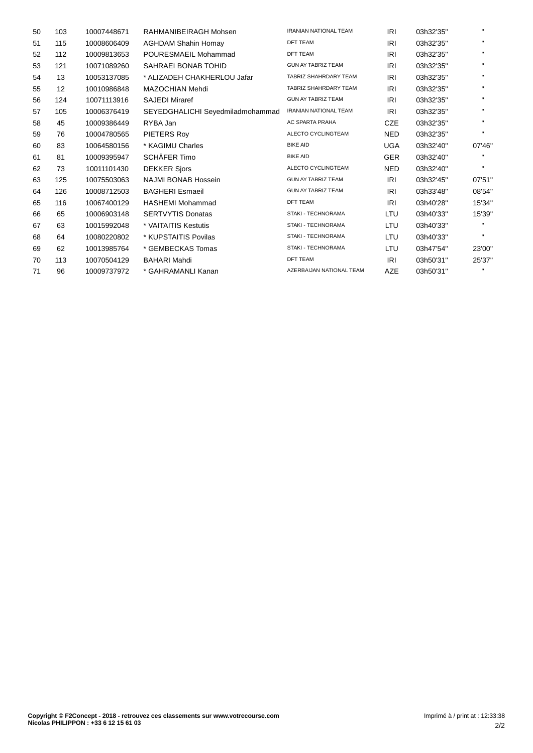| | | | | | | | |
|---|---|---|---|---|---|---|---|
| 50 | 103 | 10007448671 | RAHMANIBEIRAGH Mohsen | IRANIAN NATIONAL TEAM | IRI | 03h32'35'' | '' |
| 51 | 115 | 10008606409 | AGHDAM Shahin Homay | DFT TEAM | IRI | 03h32'35'' | '' |
| 52 | 112 | 10009813653 | POURESMAEIL Mohammad | DFT TEAM | IRI | 03h32'35'' | '' |
| 53 | 121 | 10071089260 | SAHRAEI BONAB TOHID | GUN AY TABRIZ TEAM | IRI | 03h32'35'' | '' |
| 54 | 13 | 10053137085 | * ALIZADEH CHAKHERLOU Jafar | TABRIZ SHAHRDARY TEAM | IRI | 03h32'35'' | '' |
| 55 | 12 | 10010986848 | MAZOCHIAN Mehdi | TABRIZ SHAHRDARY TEAM | IRI | 03h32'35'' | '' |
| 56 | 124 | 10071113916 | SAJEDI Miraref | GUN AY TABRIZ TEAM | IRI | 03h32'35'' | '' |
| 57 | 105 | 10006376419 | SEYEDGHALICHI Seyedmiladmohammad | IRANIAN NATIONAL TEAM | IRI | 03h32'35'' | '' |
| 58 | 45 | 10009386449 | RYBA Jan | AC SPARTA PRAHA | CZE | 03h32'35'' | '' |
| 59 | 76 | 10004780565 | PIETERS Roy | ALECTO CYCLINGTEAM | NED | 03h32'35'' | '' |
| 60 | 83 | 10064580156 | * KAGIMU Charles | BIKE AID | UGA | 03h32'40'' | 07'46'' |
| 61 | 81 | 10009395947 | SCHÄFER Timo | BIKE AID | GER | 03h32'40'' | '' |
| 62 | 73 | 10011101430 | DEKKER Sjors | ALECTO CYCLINGTEAM | NED | 03h32'40'' | '' |
| 63 | 125 | 10075503063 | NAJMI BONAB Hossein | GUN AY TABRIZ TEAM | IRI | 03h32'45'' | 07'51'' |
| 64 | 126 | 10008712503 | BAGHERI Esmaeil | GUN AY TABRIZ TEAM | IRI | 03h33'48'' | 08'54'' |
| 65 | 116 | 10067400129 | HASHEMI Mohammad | DFT TEAM | IRI | 03h40'28'' | 15'34'' |
| 66 | 65 | 10006903148 | SERTVYTIS Donatas | STAKI - TECHNORAMA | LTU | 03h40'33'' | 15'39'' |
| 67 | 63 | 10015992048 | * VAITAITIS Kestutis | STAKI - TECHNORAMA | LTU | 03h40'33'' | '' |
| 68 | 64 | 10080220802 | * KUPSTAITIS Povilas | STAKI - TECHNORAMA | LTU | 03h40'33'' | '' |
| 69 | 62 | 10013985764 | * GEMBECKAS Tomas | STAKI - TECHNORAMA | LTU | 03h47'54'' | 23'00'' |
| 70 | 113 | 10070504129 | BAHARI Mahdi | DFT TEAM | IRI | 03h50'31'' | 25'37'' |
| 71 | 96 | 10009737972 | * GAHRAMANLI Kanan | AZERBAIJAN NATIONAL TEAM | AZE | 03h50'31'' | '' |

**Copyright © F2Concept - 2018 - retrouvez ces classements sur www.votrecourse.com**
**Nicolas PHILIPPON : +33 6 12 15 61 03**

Imprimé à / print at : 12:33:38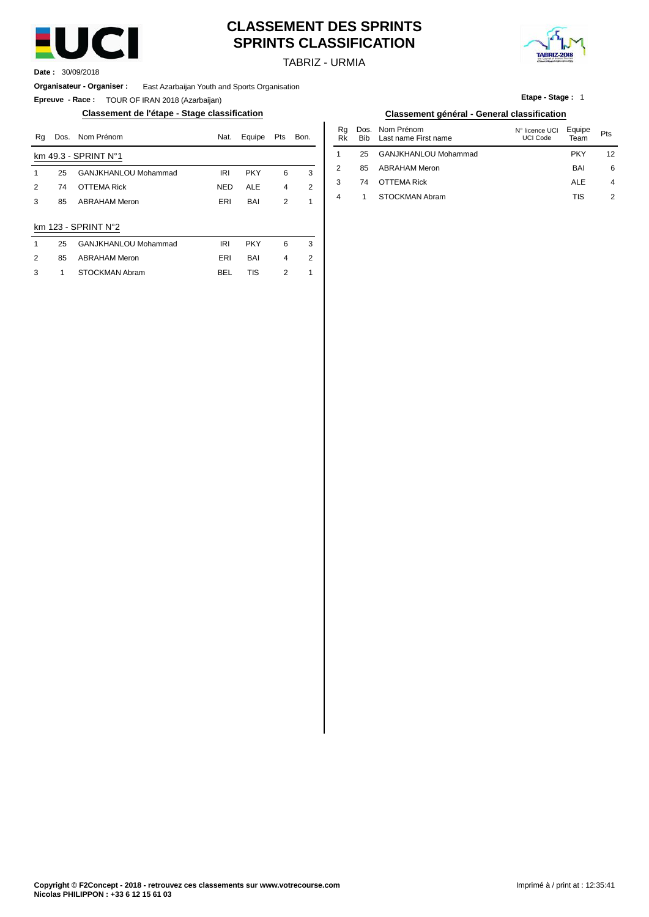# CLASSEMENT DES SPRINTS
# SPRINTS CLASSIFICATION

TABRIZ - URMIA

**Date :** 30/09/2018

**Organisateur - Organiser :** East Azarbaijan Youth and Sports Organisation

**Epreuve - Race :** TOUR OF IRAN 2018 (Azarbaijan)

**Etape - Stage :** 1

## Classement de l'étape - Stage classification

| Rg | Dos. | Nom Prénom | Nat. | Equipe | Pts | Bon. |
|---|---|---|---|---|---|---|
| km 49.3 - SPRINT N°1 | | | | | | |
| 1 | 25 | GANJKHANLOU Mohammad | IRI | PKY | 6 | 3 |
| 2 | 74 | OTTEMA Rick | NED | ALE | 4 | 2 |
| 3 | 85 | ABRAHAM Meron | ERI | BAI | 2 | 1 |
| km 123 - SPRINT N°2 | | | | | | |
| 1 | 25 | GANJKHANLOU Mohammad | IRI | PKY | 6 | 3 |
| 2 | 85 | ABRAHAM Meron | ERI | BAI | 4 | 2 |
| 3 | 1 | STOCKMAN Abram | BEL | TIS | 2 | 1 |

## Classement général - General classification

| Rg Rk | Dos. Bib | Nom Prénom Last name First name | N° licence UCI UCI Code | Equipe Team | Pts |
|---|---|---|---|---|---|
| 1 | 25 | GANJKHANLOU Mohammad | | PKY | 12 |
| 2 | 85 | ABRAHAM Meron | | BAI | 6 |
| 3 | 74 | OTTEMA Rick | | ALE | 4 |
| 4 | 1 | STOCKMAN Abram | | TIS | 2 |

**Copyright © F2Concept - 2018 - retrouvez ces classements sur www.votrecourse.com**
**Nicolas PHILIPPON : +33 6 12 15 61 03**

Imprimé à / print at : 12:35:41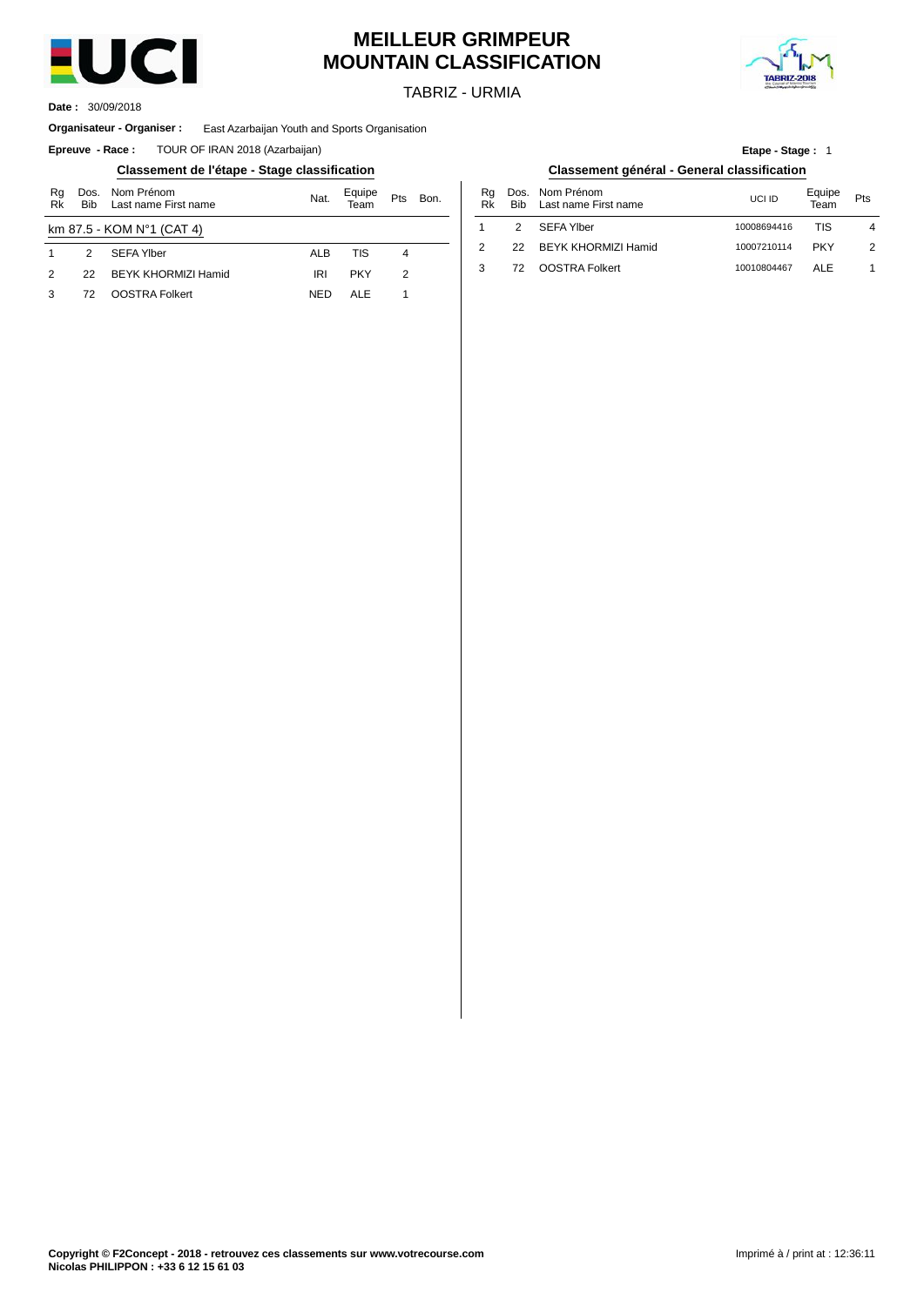# MEILLEUR GRIMPEUR
# MOUNTAIN CLASSIFICATION

TABRIZ - URMIA

**Date :** 30/09/2018

**Organisateur - Organiser :** East Azarbaijan Youth and Sports Organisation

**Epreuve - Race :** TOUR OF IRAN 2018 (Azarbaijan)

**Etape - Stage :** 1

## Classement de l'étape - Stage classification

| Rg Rk | Dos. Bib | Nom Prénom Last name First name | Nat. | Equipe Team | Pts | Bon. |
|---|---|---|---|---|---|---|
| km 87.5 - KOM N°1 (CAT 4) | | | | | | |
| 1 | 2 | SEFA Ylber | ALB | TIS | 4 | |
| 2 | 22 | BEYK KHORMIZI Hamid | IRI | PKY | 2 | |
| 3 | 72 | OOSTRA Folkert | NED | ALE | 1 | |

## Classement général - General classification

| Rg Rk | Dos. Bib | Nom Prénom Last name First name | UCI ID | Equipe Team | Pts |
|---|---|---|---|---|---|
| 1 | 2 | SEFA Ylber | 10008694416 | TIS | 4 |
| 2 | 22 | BEYK KHORMIZI Hamid | 10007210114 | PKY | 2 |
| 3 | 72 | OOSTRA Folkert | 10010804467 | ALE | 1 |

**Copyright © F2Concept - 2018 - retrouvez ces classements sur www.votrecourse.com**
**Nicolas PHILIPPON : +33 6 12 15 61 03**

Imprimé à / print at : 12:36:11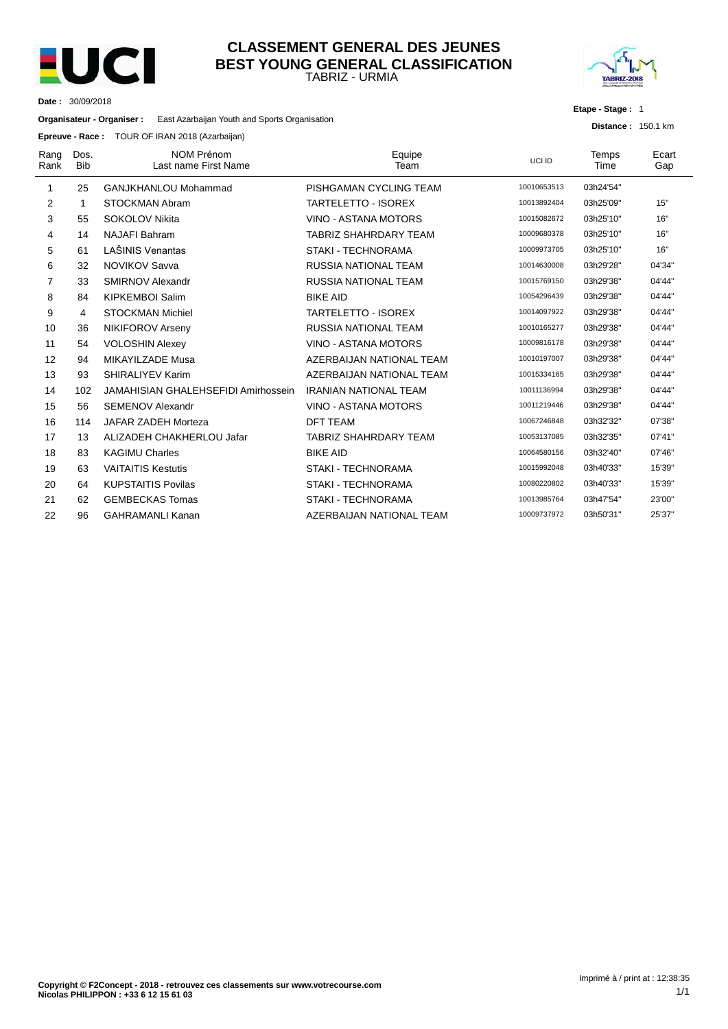# CLASSEMENT GENERAL DES JEUNES
## BEST YOUNG GENERAL CLASSIFICATION

TABRIZ - URMIA

**Date :** 30/09/2018

**Organisateur - Organiser :** East Azarbaijan Youth and Sports Organisation

**Epreuve - Race :** TOUR OF IRAN 2018 (Azarbaijan)

**Etape - Stage :** 1

**Distance :** 150.1 km

| Rang Rank | Dos. Bib | NOM Prénom Last name First Name | Equipe Team | UCI ID | Temps Time | Ecart Gap |
|---|---|---|---|---|---|---|
| 1 | 25 | GANJKHANLOU Mohammad | PISHGAMAN CYCLING TEAM | 10010653513 | 03h24'54'' | |
| 2 | 1 | STOCKMAN Abram | TARTELETTO - ISOREX | 10013892404 | 03h25'09'' | 15'' |
| 3 | 55 | SOKOLOV Nikita | VINO - ASTANA MOTORS | 10015082672 | 03h25'10'' | 16'' |
| 4 | 14 | NAJAFI Bahram | TABRIZ SHAHRDARY TEAM | 10009680378 | 03h25'10'' | 16'' |
| 5 | 61 | LAŠINIS Venantas | STAKI - TECHNORAMA | 10009973705 | 03h25'10'' | 16'' |
| 6 | 32 | NOVIKOV Savva | RUSSIA NATIONAL TEAM | 10014630008 | 03h29'28'' | 04'34'' |
| 7 | 33 | SMIRNOV Alexandr | RUSSIA NATIONAL TEAM | 10015769150 | 03h29'38'' | 04'44'' |
| 8 | 84 | KIPKEMBOI Salim | BIKE AID | 10054296439 | 03h29'38'' | 04'44'' |
| 9 | 4 | STOCKMAN Michiel | TARTELETTO - ISOREX | 10014097922 | 03h29'38'' | 04'44'' |
| 10 | 36 | NIKIFOROV Arseny | RUSSIA NATIONAL TEAM | 10010165277 | 03h29'38'' | 04'44'' |
| 11 | 54 | VOLOSHIN Alexey | VINO - ASTANA MOTORS | 10009816178 | 03h29'38'' | 04'44'' |
| 12 | 94 | MIKAYILZADE Musa | AZERBAIJAN NATIONAL TEAM | 10010197007 | 03h29'38'' | 04'44'' |
| 13 | 93 | SHIRALIYEV Karim | AZERBAIJAN NATIONAL TEAM | 10015334165 | 03h29'38'' | 04'44'' |
| 14 | 102 | JAMAHISIAN GHALEHSEFIDI Amirhossein | IRANIAN NATIONAL TEAM | 10011136994 | 03h29'38'' | 04'44'' |
| 15 | 56 | SEMENOV Alexandr | VINO - ASTANA MOTORS | 10011219446 | 03h29'38'' | 04'44'' |
| 16 | 114 | JAFAR ZADEH Morteza | DFT TEAM | 10067246848 | 03h32'32'' | 07'38'' |
| 17 | 13 | ALIZADEH CHAKHERLOU Jafar | TABRIZ SHAHRDARY TEAM | 10053137085 | 03h32'35'' | 07'41'' |
| 18 | 83 | KAGIMU Charles | BIKE AID | 10064580156 | 03h32'40'' | 07'46'' |
| 19 | 63 | VAITAITIS Kestutis | STAKI - TECHNORAMA | 10015992048 | 03h40'33'' | 15'39'' |
| 20 | 64 | KUPSTAITIS Povilas | STAKI - TECHNORAMA | 10080220802 | 03h40'33'' | 15'39'' |
| 21 | 62 | GEMBECKAS Tomas | STAKI - TECHNORAMA | 10013985764 | 03h47'54'' | 23'00'' |
| 22 | 96 | GAHRAMANLI Kanan | AZERBAIJAN NATIONAL TEAM | 10009737972 | 03h50'31'' | 25'37'' |

**Copyright © F2Concept - 2018 - retrouvez ces classements sur www.votrecourse.com**
**Nicolas PHILIPPON : +33 6 12 15 61 03**

Imprimé à / print at : 12:38:35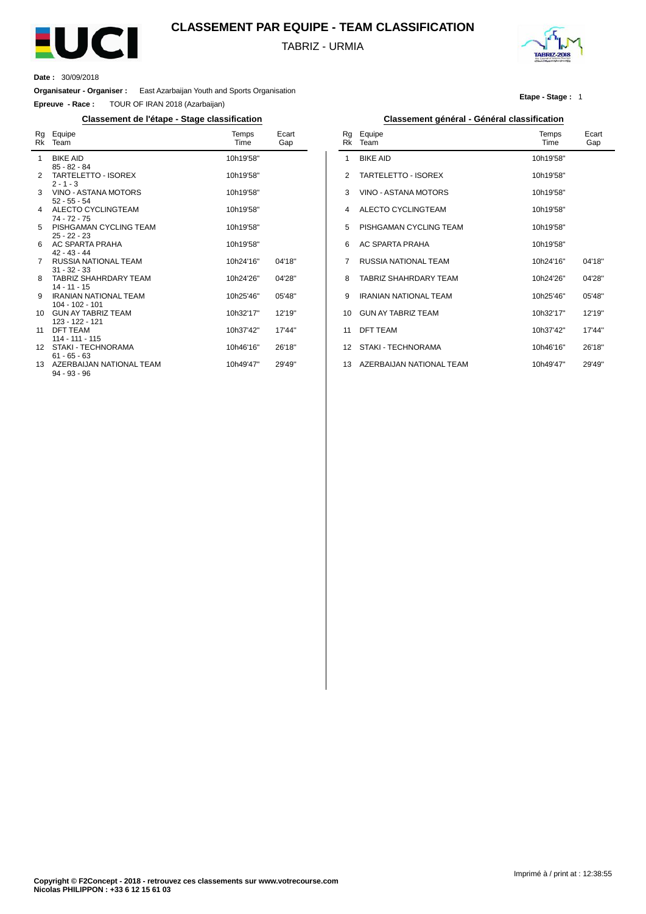# CLASSEMENT PAR EQUIPE - TEAM CLASSIFICATION

TABRIZ - URMIA

**Date :** 30/09/2018

**Organisateur - Organiser :** East Azarbaijan Youth and Sports Organisation

**Epreuve - Race :** TOUR OF IRAN 2018 (Azarbaijan)

**Etape - Stage :** 1

## Classement de l'étape - Stage classification

| Rg Rk | Equipe Team | Temps Time | Ecart Gap |
|---|---|---|---|
| 1 | BIKE AID<br>85 - 82 - 84 | 10h19'58'' | |
| 2 | TARTELETTO - ISOREX<br>2 - 1 - 3 | 10h19'58'' | |
| 3 | VINO - ASTANA MOTORS<br>52 - 55 - 54 | 10h19'58'' | |
| 4 | ALECTO CYCLINGTEAM<br>74 - 72 - 75 | 10h19'58'' | |
| 5 | PISHGAMAN CYCLING TEAM<br>25 - 22 - 23 | 10h19'58'' | |
| 6 | AC SPARTA PRAHA<br>42 - 43 - 44 | 10h19'58'' | |
| 7 | RUSSIA NATIONAL TEAM<br>31 - 32 - 33 | 10h24'16'' | 04'18'' |
| 8 | TABRIZ SHAHRDARY TEAM<br>14 - 11 - 15 | 10h24'26'' | 04'28'' |
| 9 | IRANIAN NATIONAL TEAM<br>104 - 102 - 101 | 10h25'46'' | 05'48'' |
| 10 | GUN AY TABRIZ TEAM<br>123 - 122 - 121 | 10h32'17'' | 12'19'' |
| 11 | DFT TEAM<br>114 - 111 - 115 | 10h37'42'' | 17'44'' |
| 12 | STAKI - TECHNORAMA<br>61 - 65 - 63 | 10h46'16'' | 26'18'' |
| 13 | AZERBAIJAN NATIONAL TEAM<br>94 - 93 - 96 | 10h49'47'' | 29'49'' |

## Classement général - Général classification

| Rg Rk | Equipe Team | Temps Time | Ecart Gap |
|---|---|---|---|
| 1 | BIKE AID | 10h19'58'' | |
| 2 | TARTELETTO - ISOREX | 10h19'58'' | |
| 3 | VINO - ASTANA MOTORS | 10h19'58'' | |
| 4 | ALECTO CYCLINGTEAM | 10h19'58'' | |
| 5 | PISHGAMAN CYCLING TEAM | 10h19'58'' | |
| 6 | AC SPARTA PRAHA | 10h19'58'' | |
| 7 | RUSSIA NATIONAL TEAM | 10h24'16'' | 04'18'' |
| 8 | TABRIZ SHAHRDARY TEAM | 10h24'26'' | 04'28'' |
| 9 | IRANIAN NATIONAL TEAM | 10h25'46'' | 05'48'' |
| 10 | GUN AY TABRIZ TEAM | 10h32'17'' | 12'19'' |
| 11 | DFT TEAM | 10h37'42'' | 17'44'' |
| 12 | STAKI - TECHNORAMA | 10h46'16'' | 26'18'' |
| 13 | AZERBAIJAN NATIONAL TEAM | 10h49'47'' | 29'49'' |

Imprimé à / print at : 12:38:55

**Copyright © F2Concept - 2018 - retrouvez ces classements sur www.votrecourse.com**
**Nicolas PHILIPPON : +33 6 12 15 61 03**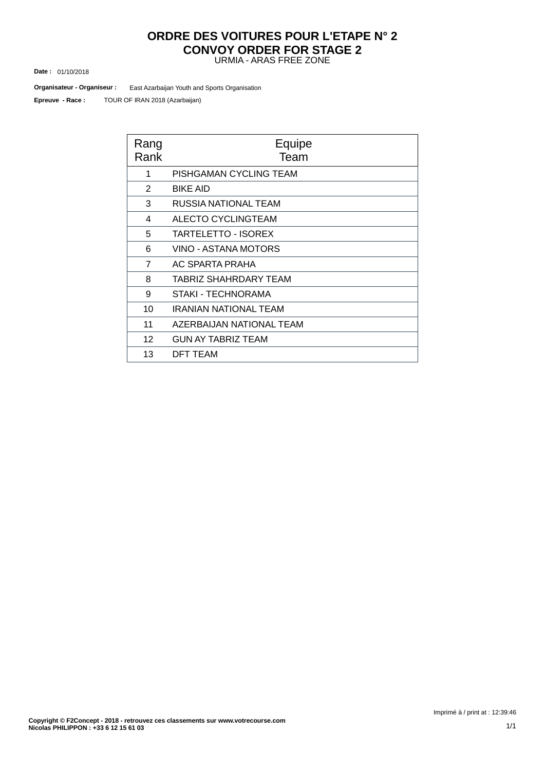# ORDRE DES VOITURES POUR L'ETAPE N° 2
# CONVOY ORDER FOR STAGE 2

URMIA - ARAS FREE ZONE

**Date :** 01/10/2018

**Organisateur - Organiseur :** East Azarbaijan Youth and Sports Organisation

**Epreuve - Race :** TOUR OF IRAN 2018 (Azarbaijan)

| Rang<br>Rank | Equipe<br>Team |
|---|---|
| 1 | PISHGAMAN CYCLING TEAM |
| 2 | BIKE AID |
| 3 | RUSSIA NATIONAL TEAM |
| 4 | ALECTO CYCLINGTEAM |
| 5 | TARTELETTO - ISOREX |
| 6 | VINO - ASTANA MOTORS |
| 7 | AC SPARTA PRAHA |
| 8 | TABRIZ SHAHRDARY TEAM |
| 9 | STAKI - TECHNORAMA |
| 10 | IRANIAN NATIONAL TEAM |
| 11 | AZERBAIJAN NATIONAL TEAM |
| 12 | GUN AY TABRIZ TEAM |
| 13 | DFT TEAM |

Imprimé à / print at : 12:39:46

**Copyright © F2Concept - 2018 - retrouvez ces classements sur www.votrecourse.com**
**Nicolas PHILIPPON : +33 6 12 15 61 03**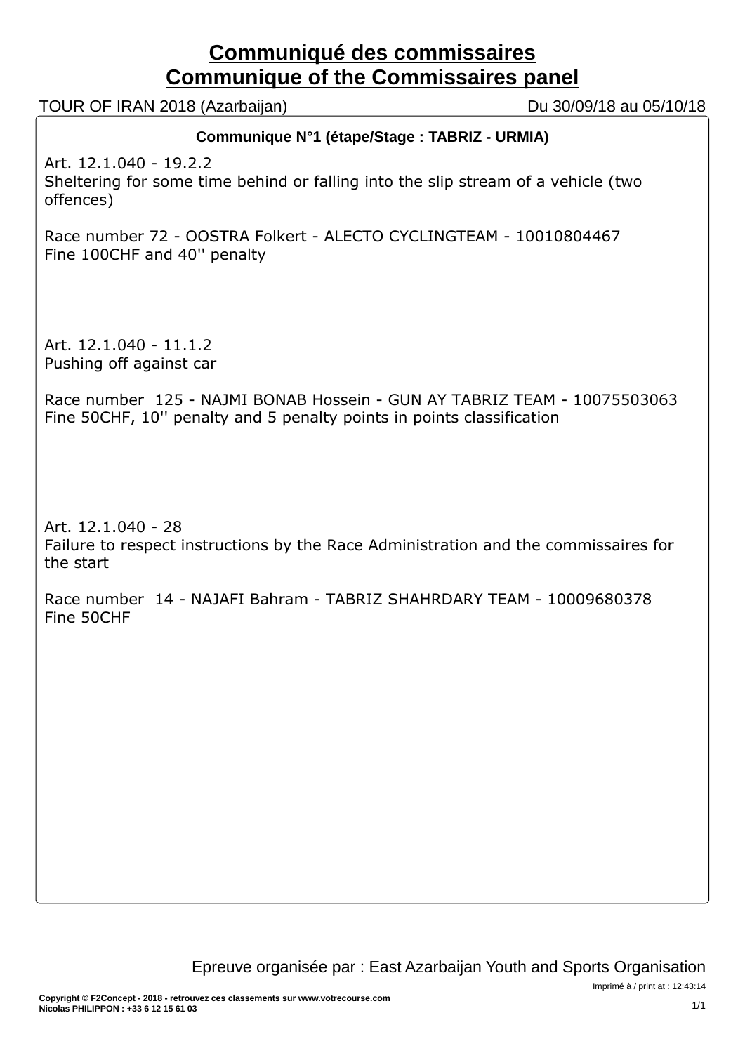# Communiqué des commissaires
# Communique of the Commissaires panel

TOUR OF IRAN 2018 (Azarbaijan) — Du 30/09/18 au 05/10/18

**Communique N°1 (étape/Stage : TABRIZ - URMIA)**

Art. 12.1.040 - 19.2.2
Sheltering for some time behind or falling into the slip stream of a vehicle (two offences)

Race number 72 - OOSTRA Folkert - ALECTO CYCLINGTEAM - 10010804467
Fine 100CHF and 40'' penalty

Art. 12.1.040 - 11.1.2
Pushing off against car

Race number 125 - NAJMI BONAB Hossein - GUN AY TABRIZ TEAM - 10075503063
Fine 50CHF, 10'' penalty and 5 penalty points in points classification

Art. 12.1.040 - 28
Failure to respect instructions by the Race Administration and the commissaires for the start

Race number 14 - NAJAFI Bahram - TABRIZ SHAHRDARY TEAM - 10009680378
Fine 50CHF

Epreuve organisée par : East Azarbaijan Youth and Sports Organisation

Imprimé à / print at : 12:43:14

**Copyright © F2Concept - 2018 - retrouvez ces classements sur www.votrecourse.com**
**Nicolas PHILIPPON : +33 6 12 15 61 03**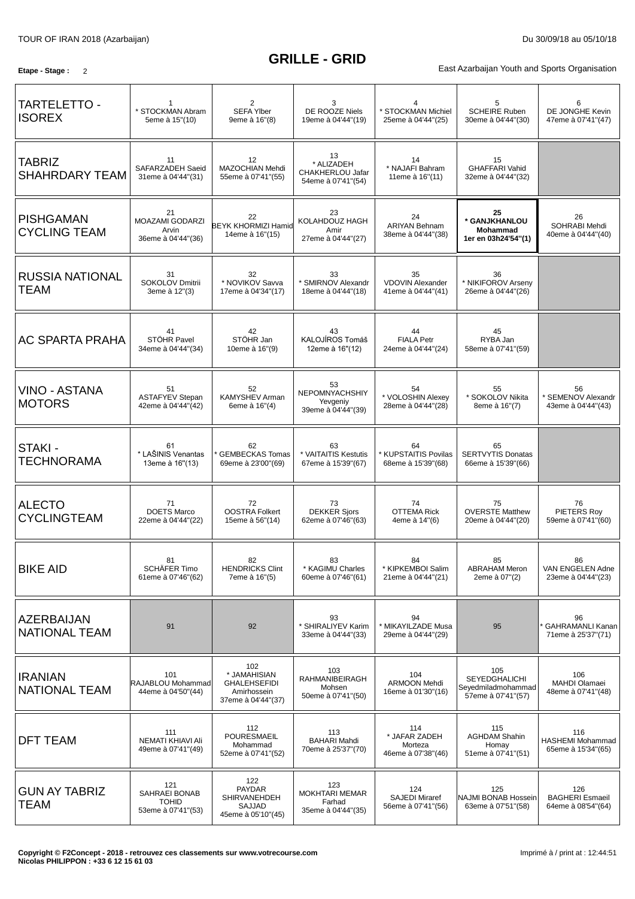TOUR OF IRAN 2018 (Azarbaijan) — Du 30/09/18 au 05/10/18

# GRILLE - GRID

**Etape - Stage :** 2

East Azarbaijan Youth and Sports Organisation

| Team | | | | | | |
|---|---|---|---|---|---|---|
| TARTELETTO - ISOREX | 1 * STOCKMAN Abram 5eme à 15''(10) | 2 SEFA Ylber 9eme à 16''(8) | 3 DE ROOZE Niels 19eme à 04'44''(19) | 4 * STOCKMAN Michiel 25eme à 04'44''(25) | 5 SCHEIRE Ruben 30eme à 04'44''(30) | 6 DE JONGHE Kevin 47eme à 07'41''(47) |
| TABRIZ SHAHRDARY TEAM | 11 SAFARZADEH Saeid 31eme à 04'44''(31) | 12 MAZOCHIAN Mehdi 55eme à 07'41''(55) | 13 * ALIZADEH CHAKHERLOU Jafar 54eme à 07'41''(54) | 14 * NAJAFI Bahram 11eme à 16''(11) | 15 GHAFFARI Vahid 32eme à 04'44''(32) | |
| PISHGAMAN CYCLING TEAM | 21 MOAZAMI GODARZI Arvin 36eme à 04'44''(36) | 22 BEYK KHORMIZI Hamid 14eme à 16''(15) | 23 KOLAHDOUZ HAGH Amir 27eme à 04'44''(27) | 24 ARIYAN Behnam 38eme à 04'44''(38) | **25 * GANJKHANLOU Mohammad 1er en 03h24'54''(1)** | 26 SOHRABI Mehdi 40eme à 04'44''(40) |
| RUSSIA NATIONAL TEAM | 31 SOKOLOV Dmitrii 3eme à 12''(3) | 32 * NOVIKOV Savva 17eme à 04'34''(17) | 33 * SMIRNOV Alexandr 18eme à 04'44''(18) | 35 VDOVIN Alexander 41eme à 04'44''(41) | 36 * NIKIFOROV Arseny 26eme à 04'44''(26) | |
| AC SPARTA PRAHA | 41 STÖHR Pavel 34eme à 04'44''(34) | 42 STÖHR Jan 10eme à 16''(9) | 43 KALOJÍROS Tomáš 12eme à 16''(12) | 44 FIALA Petr 24eme à 04'44''(24) | 45 RYBA Jan 58eme à 07'41''(59) | |
| VINO - ASTANA MOTORS | 51 ASTAFYEV Stepan 42eme à 04'44''(42) | 52 KAMYSHEV Arman 6eme à 16''(4) | 53 NEPOMNYACHSHIY Yevgeniy 39eme à 04'44''(39) | 54 * VOLOSHIN Alexey 28eme à 04'44''(28) | 55 * SOKOLOV Nikita 8eme à 16''(7) | 56 * SEMENOV Alexandr 43eme à 04'44''(43) |
| STAKI - TECHNORAMA | 61 * LAŠINIS Venantas 13eme à 16''(13) | 62 * GEMBECKAS Tomas 69eme à 23'00''(69) | 63 * VAITAITIS Kestutis 67eme à 15'39''(67) | 64 * KUPSTAITIS Povilas 68eme à 15'39''(68) | 65 SERTVYTIS Donatas 66eme à 15'39''(66) | |
| ALECTO CYCLINGTEAM | 71 DOETS Marco 22eme à 04'44''(22) | 72 OOSTRA Folkert 15eme à 56''(14) | 73 DEKKER Sjors 62eme à 07'46''(63) | 74 OTTEMA Rick 4eme à 14''(6) | 75 OVERSTE Matthew 20eme à 04'44''(20) | 76 PIETERS Roy 59eme à 07'41''(60) |
| BIKE AID | 81 SCHÄFER Timo 61eme à 07'46''(62) | 82 HENDRICKS Clint 7eme à 16''(5) | 83 * KAGIMU Charles 60eme à 07'46''(61) | 84 * KIPKEMBOI Salim 21eme à 04'44''(21) | 85 ABRAHAM Meron 2eme à 07''(2) | 86 VAN ENGELEN Adne 23eme à 04'44''(23) |
| AZERBAIJAN NATIONAL TEAM | 91 | 92 | 93 * SHIRALIYEV Karim 33eme à 04'44''(33) | 94 * MIKAYILZADE Musa 29eme à 04'44''(29) | 95 | 96 * GAHRAMANLI Kanan 71eme à 25'37''(71) |
| IRANIAN NATIONAL TEAM | 101 RAJABLOU Mohammad 44eme à 04'50''(44) | 102 * JAMAHISIAN GHALEHSEFIDI Amirhossein 37eme à 04'44''(37) | 103 RAHMANIBEIRAGH Mohsen 50eme à 07'41''(50) | 104 ARMOON Mehdi 16eme à 01'30''(16) | 105 SEYEDGHALICHI Seyedmiladmohammad 57eme à 07'41''(57) | 106 MAHDI Olamaei 48eme à 07'41''(48) |
| DFT TEAM | 111 NEMATI KHIAVI Ali 49eme à 07'41''(49) | 112 POURESMAEIL Mohammad 52eme à 07'41''(52) | 113 BAHARI Mahdi 70eme à 25'37''(70) | 114 * JAFAR ZADEH Morteza 46eme à 07'38''(46) | 115 AGHDAM Shahin Homay 51eme à 07'41''(51) | 116 HASHEMI Mohammad 65eme à 15'34''(65) |
| GUN AY TABRIZ TEAM | 121 SAHRAEI BONAB TOHID 53eme à 07'41''(53) | 122 PAYDAR SHIRVANEHDEH SAJJAD 45eme à 05'10''(45) | 123 MOKHTARI MEMAR Farhad 35eme à 04'44''(35) | 124 SAJEDI Miraref 56eme à 07'41''(56) | 125 NAJMI BONAB Hossein 63eme à 07'51''(58) | 126 BAGHERI Esmaeil 64eme à 08'54''(64) |

**Copyright © F2Concept - 2018 - retrouvez ces classements sur www.votrecourse.com**
**Nicolas PHILIPPON : +33 6 12 15 61 03**

Imprimé à / print at : 12:44:51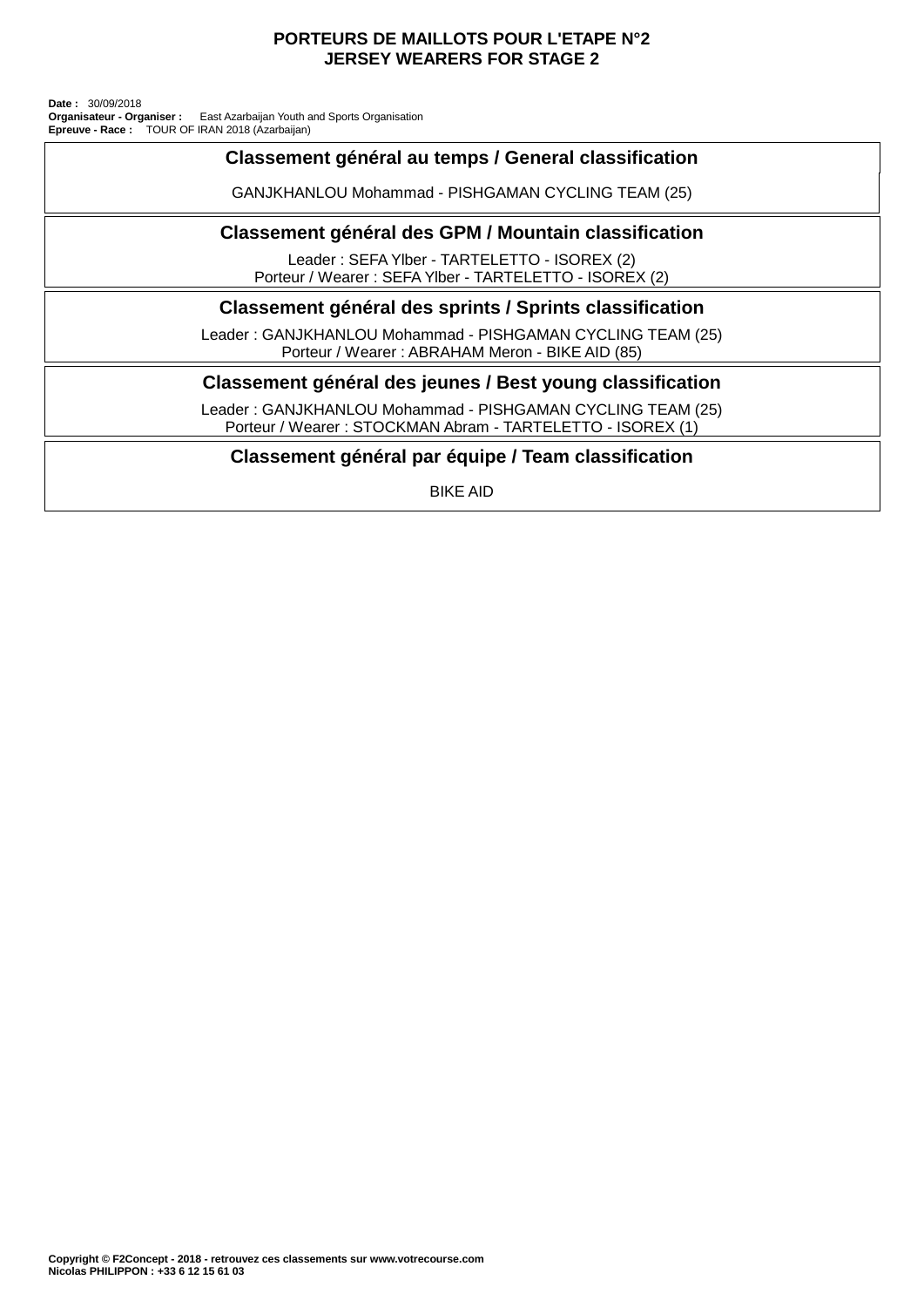# PORTEURS DE MAILLOTS POUR L'ETAPE N°2
# JERSEY WEARERS FOR STAGE 2

**Date :** 30/09/2018
**Organisateur - Organiser :** East Azarbaijan Youth and Sports Organisation
**Epreuve - Race :** TOUR OF IRAN 2018 (Azarbaijan)

## Classement général au temps / General classification

GANJKHANLOU Mohammad - PISHGAMAN CYCLING TEAM (25)

## Classement général des GPM / Mountain classification

Leader : SEFA Ylber - TARTELETTO - ISOREX (2)
Porteur / Wearer : SEFA Ylber - TARTELETTO - ISOREX (2)

## Classement général des sprints / Sprints classification

Leader : GANJKHANLOU Mohammad - PISHGAMAN CYCLING TEAM (25)
Porteur / Wearer : ABRAHAM Meron - BIKE AID (85)

## Classement général des jeunes / Best young classification

Leader : GANJKHANLOU Mohammad - PISHGAMAN CYCLING TEAM (25)
Porteur / Wearer : STOCKMAN Abram - TARTELETTO - ISOREX (1)

## Classement général par équipe / Team classification

BIKE AID

**Copyright © F2Concept - 2018 - retrouvez ces classements sur www.votrecourse.com**
**Nicolas PHILIPPON : +33 6 12 15 61 03**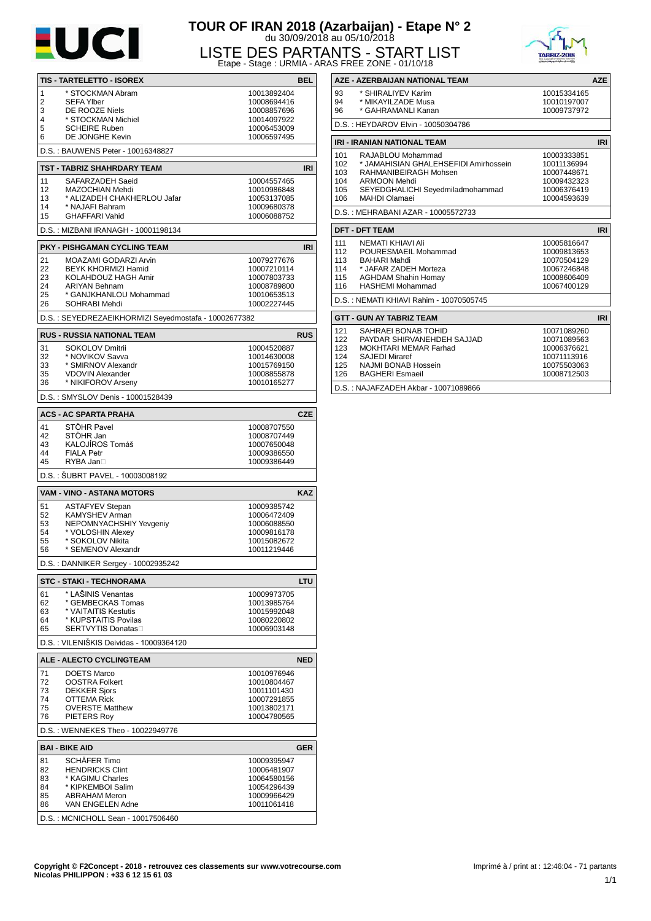# TOUR OF IRAN 2018 (Azarbaijan) - Etape N° 2

du 30/09/2018 au 05/10/2018

## LISTE DES PARTANTS - START LIST

Etape - Stage : URMIA - ARAS FREE ZONE - 01/10/18

### TIS - TARTELETTO - ISOREX — BEL

| | | |
|---|---|---|
| 1 | * STOCKMAN Abram | 10013892404 |
| 2 | SEFA Ylber | 10008694416 |
| 3 | DE ROOZE Niels | 10008857696 |
| 4 | * STOCKMAN Michiel | 10014097922 |
| 5 | SCHEIRE Ruben | 10006453009 |
| 6 | DE JONGHE Kevin | 10006597495 |

D.S. : BAUWENS Peter - 10016348827

### TST - TABRIZ SHAHRDARY TEAM — IRI

| | | |
|---|---|---|
| 11 | SAFARZADEH Saeid | 10004557465 |
| 12 | MAZOCHIAN Mehdi | 10010986848 |
| 13 | * ALIZADEH CHAKHERLOU Jafar | 10053137085 |
| 14 | * NAJAFI Bahram | 10009680378 |
| 15 | GHAFFARI Vahid | 10006088752 |

D.S. : MIZBANI IRANAGH - 10001198134

### PKY - PISHGAMAN CYCLING TEAM — IRI

| | | |
|---|---|---|
| 21 | MOAZAMI GODARZI Arvin | 10079277676 |
| 22 | BEYK KHORMIZI Hamid | 10007210114 |
| 23 | KOLAHDOUZ HAGH Amir | 10007803733 |
| 24 | ARIYAN Behnam | 10008789800 |
| 25 | * GANJKHANLOU Mohammad | 10010653513 |
| 26 | SOHRABI Mehdi | 10002227445 |

D.S. : SEYEDREZAEIKHORMIZI Seyedmostafa - 10002677382

### RUS - RUSSIA NATIONAL TEAM — RUS

| | | |
|---|---|---|
| 31 | SOKOLOV Dmitrii | 10004520887 |
| 32 | * NOVIKOV Savva | 10014630008 |
| 33 | * SMIRNOV Alexandr | 10015769150 |
| 35 | VDOVIN Alexander | 10008855878 |
| 36 | * NIKIFOROV Arseny | 10010165277 |

D.S. : SMYSLOV Denis - 10001528439

### ACS - AC SPARTA PRAHA — CZE

| | | |
|---|---|---|
| 41 | STÖHR Pavel | 10008707550 |
| 42 | STÖHR Jan | 10008707449 |
| 43 | KALOJÍROS Tomáš | 10007650048 |
| 44 | FIALA Petr | 10009386550 |
| 45 | RYBA Jan | 10009386449 |

D.S. : ŠUBRT PAVEL - 10003008192

### VAM - VINO - ASTANA MOTORS — KAZ

| | | |
|---|---|---|
| 51 | ASTAFYEV Stepan | 10009385742 |
| 52 | KAMYSHEV Arman | 10006472409 |
| 53 | NEPOMNYACHSHIY Yevgeniy | 10006088550 |
| 54 | * VOLOSHIN Alexey | 10009816178 |
| 55 | * SOKOLOV Nikita | 10015082672 |
| 56 | * SEMENOV Alexandr | 10011219446 |

D.S. : DANNIKER Sergey - 10002935242

### STC - STAKI - TECHNORAMA — LTU

| | | |
|---|---|---|
| 61 | * LAŠINIS Venantas | 10009973705 |
| 62 | * GEMBECKAS Tomas | 10013985764 |
| 63 | * VAITAITIS Kestutis | 10015992048 |
| 64 | * KUPSTAITIS Povilas | 10080220802 |
| 65 | SERTVYTIS Donatas | 10006903148 |

D.S. : VILENIŠKIS Deividas - 10009364120

### ALE - ALECTO CYCLINGTEAM — NED

| | | |
|---|---|---|
| 71 | DOETS Marco | 10010976946 |
| 72 | OOSTRA Folkert | 10010804467 |
| 73 | DEKKER Sjors | 10011101430 |
| 74 | OTTEMA Rick | 10007291855 |
| 75 | OVERSTE Matthew | 10013802171 |
| 76 | PIETERS Roy | 10004780565 |

D.S. : WENNEKES Theo - 10022949776

### BAI - BIKE AID — GER

| | | |
|---|---|---|
| 81 | SCHÄFER Timo | 10009395947 |
| 82 | HENDRICKS Clint | 10006481907 |
| 83 | * KAGIMU Charles | 10064580156 |
| 84 | * KIPKEMBOI Salim | 10054296439 |
| 85 | ABRAHAM Meron | 10009966429 |
| 86 | VAN ENGELEN Adne | 10011061418 |

D.S. : MCNICHOLL Sean - 10017506460

### AZE - AZERBAIJAN NATIONAL TEAM — AZE

| | | |
|---|---|---|
| 93 | * SHIRALIYEV Karim | 10015334165 |
| 94 | * MIKAYILZADE Musa | 10010197007 |
| 96 | * GAHRAMANLI Kanan | 10009737972 |

D.S. : HEYDAROV Elvin - 10050304786

### IRI - IRANIAN NATIONAL TEAM — IRI

| | | |
|---|---|---|
| 101 | RAJABLOU Mohammad | 10003333851 |
| 102 | * JAMAHISIAN GHALEHSEFIDI Amirhossein | 10011136994 |
| 103 | RAHMANIBEIRAGH Mohsen | 10007448671 |
| 104 | ARMOON Mehdi | 10009432323 |
| 105 | SEYEDGHALICHI Seyedmiladmohammad | 10006376419 |
| 106 | MAHDI Olamaei | 10004593639 |

D.S. : MEHRABANI AZAR - 10005572733

### DFT - DFT TEAM — IRI

| | | |
|---|---|---|
| 111 | NEMATI KHIAVI Ali | 10005816647 |
| 112 | POURESMAEIL Mohammad | 10009813653 |
| 113 | BAHARI Mahdi | 10070504129 |
| 114 | * JAFAR ZADEH Morteza | 10067246848 |
| 115 | AGHDAM Shahin Homay | 10008606409 |
| 116 | HASHEMI Mohammad | 10067400129 |

D.S. : NEMATI KHIAVI Rahim - 10070505745

### GTT - GUN AY TABRIZ TEAM — IRI

| | | |
|---|---|---|
| 121 | SAHRAEI BONAB TOHID | 10071089260 |
| 122 | PAYDAR SHIRVANEHDEH SAJJAD | 10071089563 |
| 123 | MOKHTARI MEMAR Farhad | 10006376621 |
| 124 | SAJEDI Miraref | 10071113916 |
| 125 | NAJMI BONAB Hossein | 10075503063 |
| 126 | BAGHERI Esmaeil | 10008712503 |

D.S. : NAJAFZADEH Akbar - 10071089866

**Copyright © F2Concept - 2018 - retrouvez ces classements sur www.votrecourse.com**
**Nicolas PHILIPPON : +33 6 12 15 61 03**

Imprimé à / print at : 12:46:04 - 71 partants